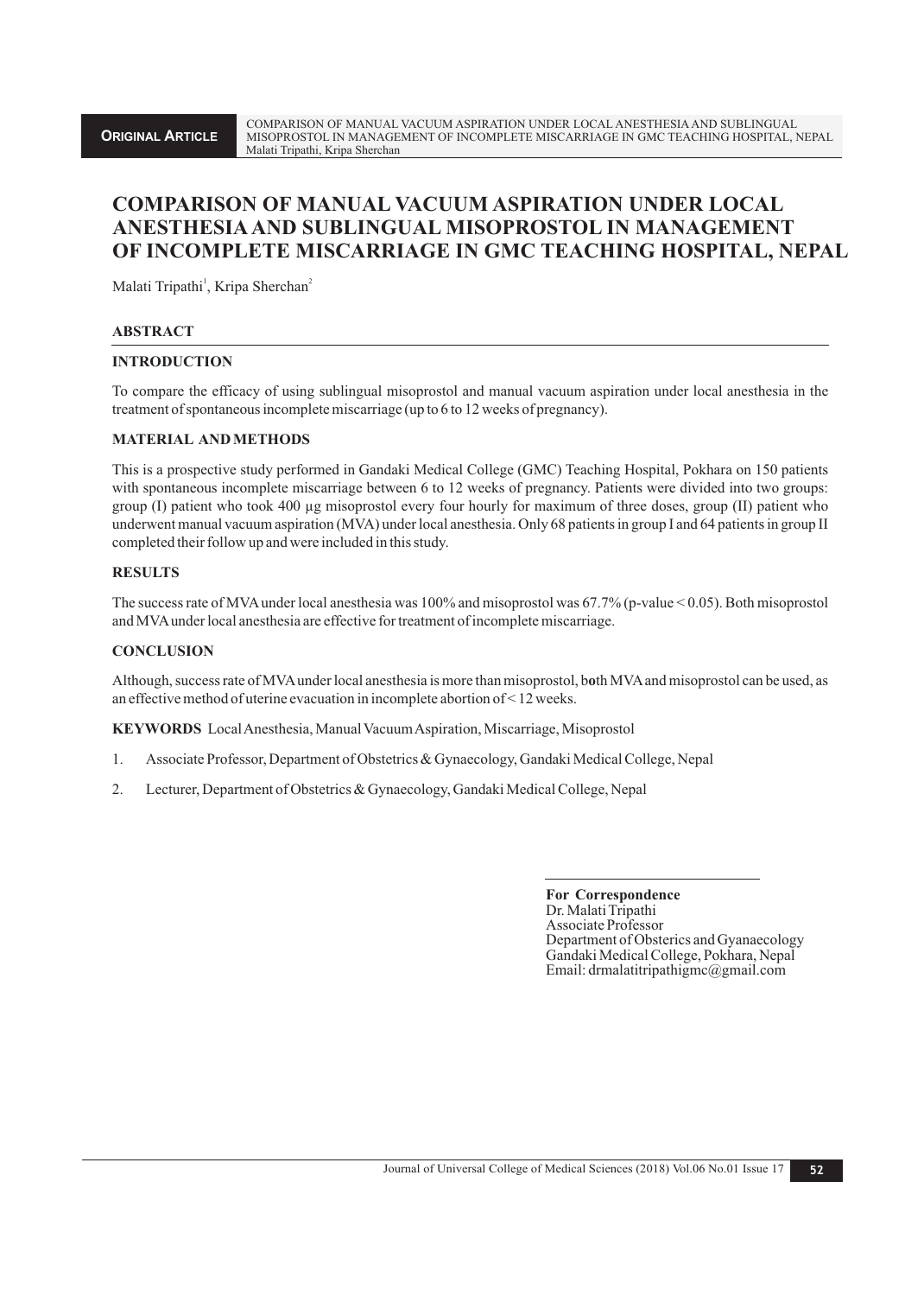**ORIGINAL ARTICLE**

# COMPARISON OF MANUAL VACUUM ASPIRATION UNDER LOCAL ANESTHESIA AND SUBLINGUAL MISOPROSTOL IN MANAGEMENT OF INCOMPLETE MISCARRIAGE IN GMC TEACHING HOSPITAL, NEPAL

Malati Tripathi[1], Kripa Sherchan[2]

## ABSTRACT

### INTRODUCTION

To compare the efficacy of using sublingual misoprostol and manual vacuum aspiration under local anesthesia in the treatment of spontaneous incomplete miscarriage (up to 6 to 12 weeks of pregnancy).

### MATERIAL AND METHODS

This is a prospective study performed in Gandaki Medical College (GMC) Teaching Hospital, Pokhara on 150 patients with spontaneous incomplete miscarriage between 6 to 12 weeks of pregnancy. Patients were divided into two groups: group (I) patient who took 400 µg misoprostol every four hourly for maximum of three doses, group (II) patient who underwent manual vacuum aspiration (MVA) under local anesthesia. Only 68 patients in group I and 64 patients in group II completed their follow up and were included in this study.

### RESULTS

The success rate of MVA under local anesthesia was 100% and misoprostol was 67.7% (p-value < 0.05). Both misoprostol and MVA under local anesthesia are effective for treatment of incomplete miscarriage.

### CONCLUSION

Although, success rate of MVA under local anesthesia is more than misoprostol, both MVA and misoprostol can be used, as an effective method of uterine evacuation in incomplete abortion of < 12 weeks.

**KEYWORDS** Local Anesthesia, Manual Vacuum Aspiration, Miscarriage, Misoprostol

1. Associate Professor, Department of Obstetrics & Gynaecology, Gandaki Medical College, Nepal
2. Lecturer, Department of Obstetrics & Gynaecology, Gandaki Medical College, Nepal

**For Correspondence**
Dr. Malati Tripathi
Associate Professor
Department of Obsterics and Gyanaecology
Gandaki Medical College, Pokhara, Nepal
Email: drmalatitripathigmc@gmail.com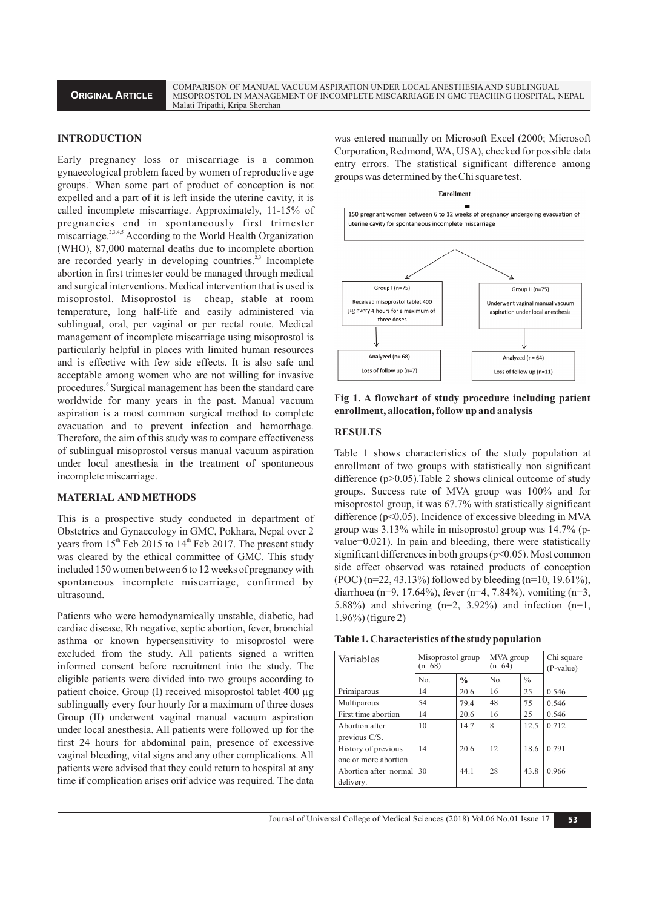## INTRODUCTION

Early pregnancy loss or miscarriage is a common gynaecological problem faced by women of reproductive age groups.[1] When some part of product of conception is not expelled and a part of it is left inside the uterine cavity, it is called incomplete miscarriage. Approximately, 11-15% of pregnancies end in spontaneously first trimester miscarriage.[2,3,4,5] According to the World Health Organization (WHO), 87,000 maternal deaths due to incomplete abortion are recorded yearly in developing countries.[2,3] Incomplete abortion in first trimester could be managed through medical and surgical interventions. Medical intervention that is used is misoprostol. Misoprostol is cheap, stable at room temperature, long half-life and easily administered via sublingual, oral, per vaginal or per rectal route. Medical management of incomplete miscarriage using misoprostol is particularly helpful in places with limited human resources and is effective with few side effects. It is also safe and acceptable among women who are not willing for invasive procedures.[6] Surgical management has been the standard care worldwide for many years in the past. Manual vacuum aspiration is a most common surgical method to complete evacuation and to prevent infection and hemorrhage. Therefore, the aim of this study was to compare effectiveness of sublingual misoprostol versus manual vacuum aspiration under local anesthesia in the treatment of spontaneous incomplete miscarriage.

## MATERIAL AND METHODS

This is a prospective study conducted in department of Obstetrics and Gynaecology in GMC, Pokhara, Nepal over 2 years from 15[th] Feb 2015 to 14[th] Feb 2017. The present study was cleared by the ethical committee of GMC. This study included 150 women between 6 to 12 weeks of pregnancy with spontaneous incomplete miscarriage, confirmed by ultrasound.

Patients who were hemodynamically unstable, diabetic, had cardiac disease, Rh negative, septic abortion, fever, bronchial asthma or known hypersensitivity to misoprostol were excluded from the study. All patients signed a written informed consent before recruitment into the study. The eligible patients were divided into two groups according to patient choice. Group (I) received misoprostol tablet 400 µg sublingually every four hourly for a maximum of three doses Group (II) underwent vaginal manual vacuum aspiration under local anesthesia. All patients were followed up for the first 24 hours for abdominal pain, presence of excessive vaginal bleeding, vital signs and any other complications. All patients were advised that they could return to hospital at any time if complication arises orif advice was required. The data was entered manually on Microsoft Excel (2000; Microsoft Corporation, Redmond, WA, USA), checked for possible data entry errors. The statistical significant difference among groups was determined by the Chi square test.

**Enrollment**

150 pregnant women between 6 to 12 weeks of pregnancy undergoing evacuation of uterine cavity for spontaneous incomplete miscarriage

- Group I (n=75): Received misoprostol tablet 400 µg every 4 hours for a maximum of three doses → Analyzed (n= 68); Loss of follow up (n=7)
- Group II (n=75): Underwent vaginal manual vacuum aspiration under local anesthesia → Analyzed (n= 64); Loss of follow up (n=11)

**Fig 1. A flowchart of study procedure including patient enrollment, allocation, follow up and analysis**

## RESULTS

Table 1 shows characteristics of the study population at enrollment of two groups with statistically non significant difference ($p>0.05$).Table 2 shows clinical outcome of study groups. Success rate of MVA group was 100% and for misoprostol group, it was 67.7% with statistically significant difference ($p<0.05$). Incidence of excessive bleeding in MVA group was 3.13% while in misoprostol group was 14.7% (p-value=0.021). In pain and bleeding, there were statistically significant differences in both groups ($p<0.05$). Most common side effect observed was retained products of conception (POC) (n=22, 43.13%) followed by bleeding (n=10, 19.61%), diarrhoea (n=9, 17.64%), fever (n=4, 7.84%), vomiting (n=3, 5.88%) and shivering (n=2, 3.92%) and infection (n=1, 1.96%) (figure 2)

**Table 1. Characteristics of the study population**

| Variables | Misoprostol group (n=68) | | MVA group (n=64) | | Chi square (P-value) |
|---|---|---|---|---|---|
| | No. | % | No. | % | |
| Primiparous | 14 | 20.6 | 16 | 25 | 0.546 |
| Multiparous | 54 | 79.4 | 48 | 75 | 0.546 |
| First time abortion | 14 | 20.6 | 16 | 25 | 0.546 |
| Abortion after previous C/S. | 10 | 14.7 | 8 | 12.5 | 0.712 |
| History of previous one or more abortion | 14 | 20.6 | 12 | 18.6 | 0.791 |
| Abortion after normal delivery. | 30 | 44.1 | 28 | 43.8 | 0.966 |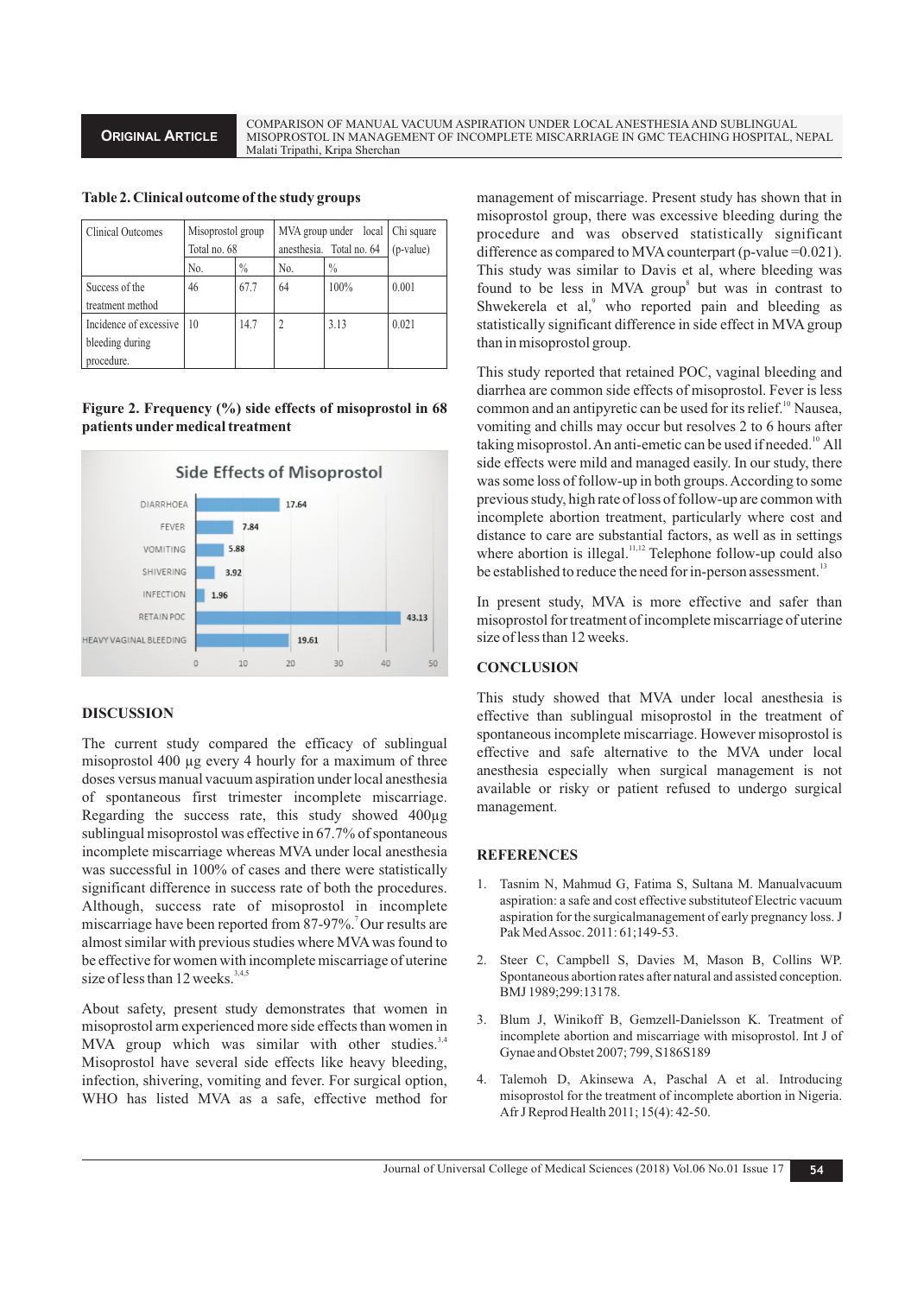**Table 2. Clinical outcome of the study groups**

| Clinical Outcomes | Misoprostol group Total no. 68 | | MVA group under local anesthesia. Total no. 64 | | Chi square (p-value) |
|---|---|---|---|---|---|
| | No. | % | No. | % | |
| Success of the treatment method | 46 | 67.7 | 64 | 100% | 0.001 |
| Incidence of excessive bleeding during procedure. | 10 | 14.7 | 2 | 3.13 | 0.021 |

**Figure 2. Frequency (%) side effects of misoprostol in 68 patients under medical treatment**

Side Effects of Misoprostol

| Side effect | % |
|---|---|
| DIARRHOEA | 17.64 |
| FEVER | 7.84 |
| VOMITING | 5.88 |
| SHIVERING | 3.92 |
| INFECTION | 1.96 |
| RETAIN POC | 43.13 |
| HEAVY VAGINAL BLEEDING | 19.61 |

## DISCUSSION

The current study compared the efficacy of sublingual misoprostol 400 µg every 4 hourly for a maximum of three doses versus manual vacuum aspiration under local anesthesia of spontaneous first trimester incomplete miscarriage. Regarding the success rate, this study showed 400µg sublingual misoprostol was effective in 67.7% of spontaneous incomplete miscarriage whereas MVA under local anesthesia was successful in 100% of cases and there were statistically significant difference in success rate of both the procedures. Although, success rate of misoprostol in incomplete miscarriage have been reported from 87-97%.[7] Our results are almost similar with previous studies where MVA was found to be effective for women with incomplete miscarriage of uterine size of less than 12 weeks.[3,4,5]

About safety, present study demonstrates that women in misoprostol arm experienced more side effects than women in MVA group which was similar with other studies.[3,4] Misoprostol have several side effects like heavy bleeding, infection, shivering, vomiting and fever. For surgical option, WHO has listed MVA as a safe, effective method for management of miscarriage. Present study has shown that in misoprostol group, there was excessive bleeding during the procedure and was observed statistically significant difference as compared to MVA counterpart (p-value =0.021). This study was similar to Davis et al, where bleeding was found to be less in MVA group[8] but was in contrast to Shwekerela et al,[9] who reported pain and bleeding as statistically significant difference in side effect in MVA group than in misoprostol group.

This study reported that retained POC, vaginal bleeding and diarrhea are common side effects of misoprostol. Fever is less common and an antipyretic can be used for its relief.[10] Nausea, vomiting and chills may occur but resolves 2 to 6 hours after taking misoprostol. An anti-emetic can be used if needed.[10] All side effects were mild and managed easily. In our study, there was some loss of follow-up in both groups. According to some previous study, high rate of loss of follow-up are common with incomplete abortion treatment, particularly where cost and distance to care are substantial factors, as well as in settings where abortion is illegal.[11,12] Telephone follow-up could also be established to reduce the need for in-person assessment.[13]

In present study, MVA is more effective and safer than misoprostol for treatment of incomplete miscarriage of uterine size of less than 12 weeks.

## CONCLUSION

This study showed that MVA under local anesthesia is effective than sublingual misoprostol in the treatment of spontaneous incomplete miscarriage. However misoprostol is effective and safe alternative to the MVA under local anesthesia especially when surgical management is not available or risky or patient refused to undergo surgical management.

## REFERENCES

1. Tasnim N, Mahmud G, Fatima S, Sultana M. Manualvacuum aspiration: a safe and cost effective substituteof Electric vacuum aspiration for the surgicalmanagement of early pregnancy loss. J Pak Med Assoc. 2011: 61;149-53.
2. Steer C, Campbell S, Davies M, Mason B, Collins WP. Spontaneous abortion rates after natural and assisted conception. BMJ 1989;299:13178.
3. Blum J, Winikoff B, Gemzell-Danielsson K. Treatment of incomplete abortion and miscarriage with misoprostol. Int J of Gynae and Obstet 2007; 799, S186S189
4. Talemoh D, Akinsewa A, Paschal A et al. Introducing misoprostol for the treatment of incomplete abortion in Nigeria. Afr J Reprod Health 2011; 15(4): 42-50.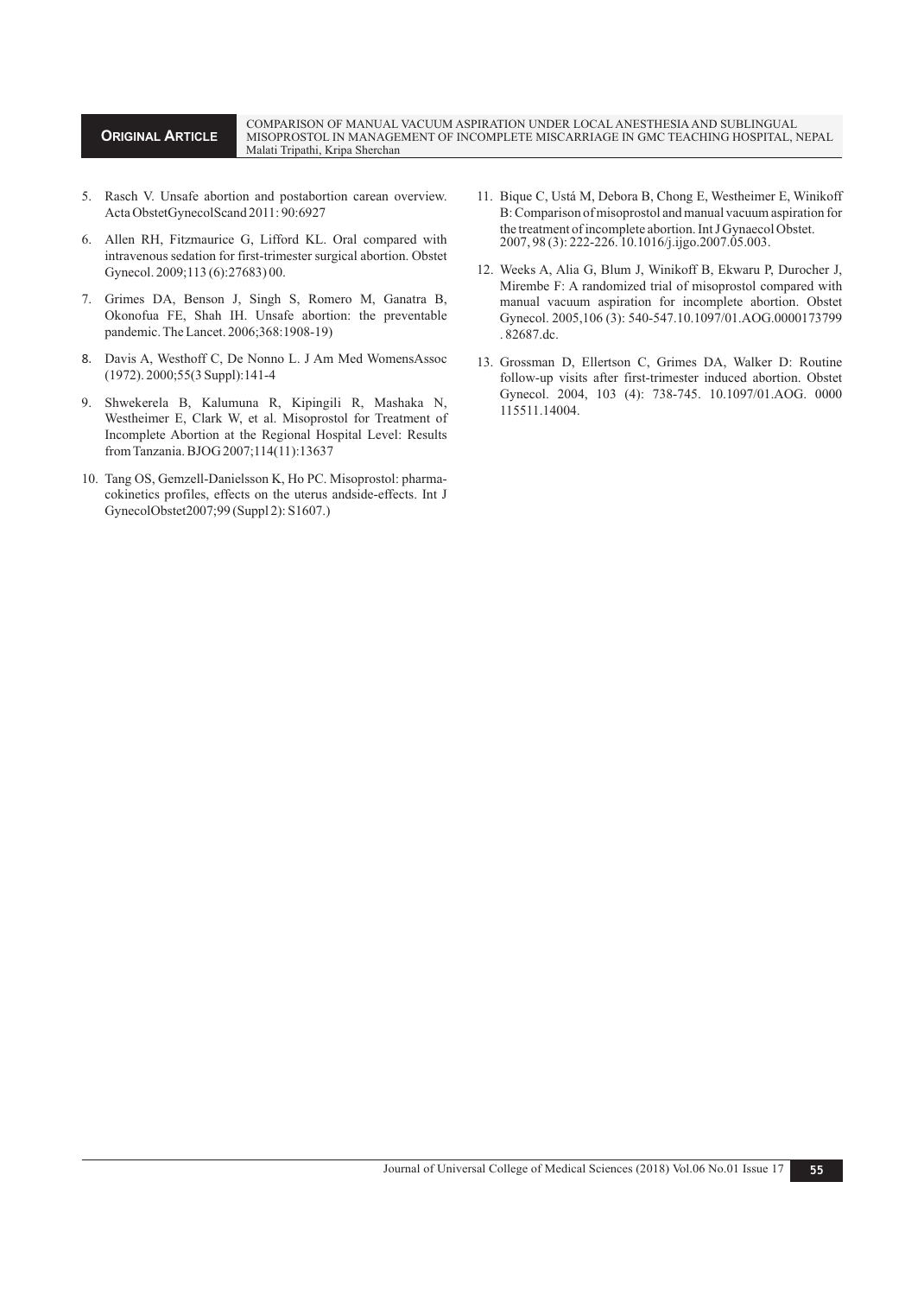5. Rasch V. Unsafe abortion and postabortion carean overview. Acta ObstetGynecolScand 2011: 90:6927

6. Allen RH, Fitzmaurice G, Lifford KL. Oral compared with intravenous sedation for first-trimester surgical abortion. Obstet Gynecol. 2009;113 (6):27683) 00.

7. Grimes DA, Benson J, Singh S, Romero M, Ganatra B, Okonofua FE, Shah IH. Unsafe abortion: the preventable pandemic. The Lancet. 2006;368:1908-19)

8. Davis A, Westhoff C, De Nonno L. J Am Med WomensAssoc (1972). 2000;55(3 Suppl):141-4

9. Shwekerela B, Kalumuna R, Kipingili R, Mashaka N, Westheimer E, Clark W, et al. Misoprostol for Treatment of Incomplete Abortion at the Regional Hospital Level: Results from Tanzania. BJOG 2007;114(11):13637

10. Tang OS, Gemzell-Danielsson K, Ho PC. Misoprostol: pharmacokinetics profiles, effects on the uterus andside-effects. Int J GynecolObstet2007;99 (Suppl 2): S1607.)

11. Bique C, Ustá M, Debora B, Chong E, Westheimer E, Winikoff B: Comparison of misoprostol and manual vacuum aspiration for the treatment of incomplete abortion. Int J Gynaecol Obstet. 2007, 98 (3): 222-226. 10.1016/j.ijgo.2007.05.003.

12. Weeks A, Alia G, Blum J, Winikoff B, Ekwaru P, Durocher J, Mirembe F: A randomized trial of misoprostol compared with manual vacuum aspiration for incomplete abortion. Obstet Gynecol. 2005,106 (3): 540-547.10.1097/01.AOG.0000173799 . 82687.dc.

13. Grossman D, Ellertson C, Grimes DA, Walker D: Routine follow-up visits after first-trimester induced abortion. Obstet Gynecol. 2004, 103 (4): 738-745. 10.1097/01.AOG. 0000 115511.14004.